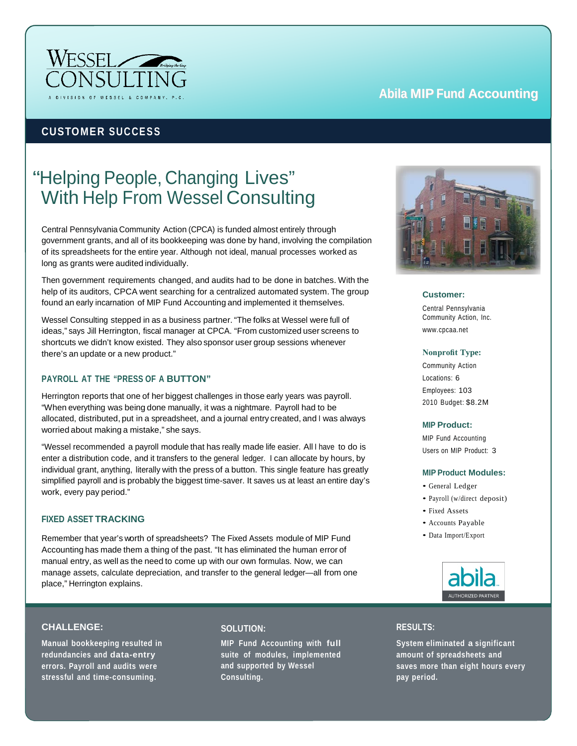WESSEL CONSULTING

A DIVISION OF WESSEL & COMPANY, P.C.

**Abila MIP Fund Accounting**

## CUSTOMER SUCCESS

# "Helping People, Changing Lives" With Help From Wessel Consulting

Central Pennsylvania Community Action (CPCA) is funded almost entirely through government grants, and all of its bookkeeping was done by hand, involving the compilation of its spreadsheets for the entire year. Although not ideal, manual processes worked as long as grants were audited individually.

Then government requirements changed, and audits had to be done in batches. With the help of its auditors, CPCA went searching for a centralized automated system. The group found an early incarnation of MIP Fund Accounting and implemented it themselves.

Wessel Consulting stepped in as a business partner. "The folks at Wessel were full of ideas," says Jill Herrington, fiscal manager at CPCA. "From customized user screens to shortcuts we didn't know existed. They also sponsor user group sessions whenever there's an update or a new product."

### PAYROLL AT THE "PRESS OF A BUTTON"

Herrington reports that one of her biggest challenges in those early years was payroll. "When everything was being done manually, it was a nightmare. Payroll had to be allocated, distributed, put in a spreadsheet, and a journal entry created, and I was always worried about making a mistake," she says.

"Wessel recommended a payroll module that has really made life easier. All I have to do is enter a distribution code, and it transfers to the general ledger. I can allocate by hours, by individual grant, anything, literally with the press of a button. This single feature has greatly simplified payroll and is probably the biggest time-saver. It saves us at least an entire day's work, every pay period."

### FIXED ASSET TRACKING

Remember that year's worth of spreadsheets? The Fixed Assets module of MIP Fund Accounting has made them a thing of the past. "It has eliminated the human error of manual entry, as well as the need to come up with our own formulas. Now, we can manage assets, calculate depreciation, and transfer to the general ledger—all from one place," Herrington explains.

**Customer:**

Central Pennsylvania Community Action, Inc.
www.cpcaa.net

**Nonprofit Type:**

Community Action
Locations: 6
Employees: 103
2010 Budget: $8.2M

**MIP Product:**

MIP Fund Accounting
Users on MIP Product: 3

**MIP Product Modules:**

- General Ledger
- Payroll (w/direct deposit)
- Fixed Assets
- Accounts Payable
- Data Import/Export

abila AUTHORIZED PARTNER

**CHALLENGE:**

**Manual bookkeeping resulted in redundancies and data-entry errors. Payroll and audits were stressful and time-consuming.**

**SOLUTION:**

**MIP Fund Accounting with full suite of modules, implemented and supported by Wessel Consulting.**

**RESULTS:**

**System eliminated a significant amount of spreadsheets and saves more than eight hours every pay period.**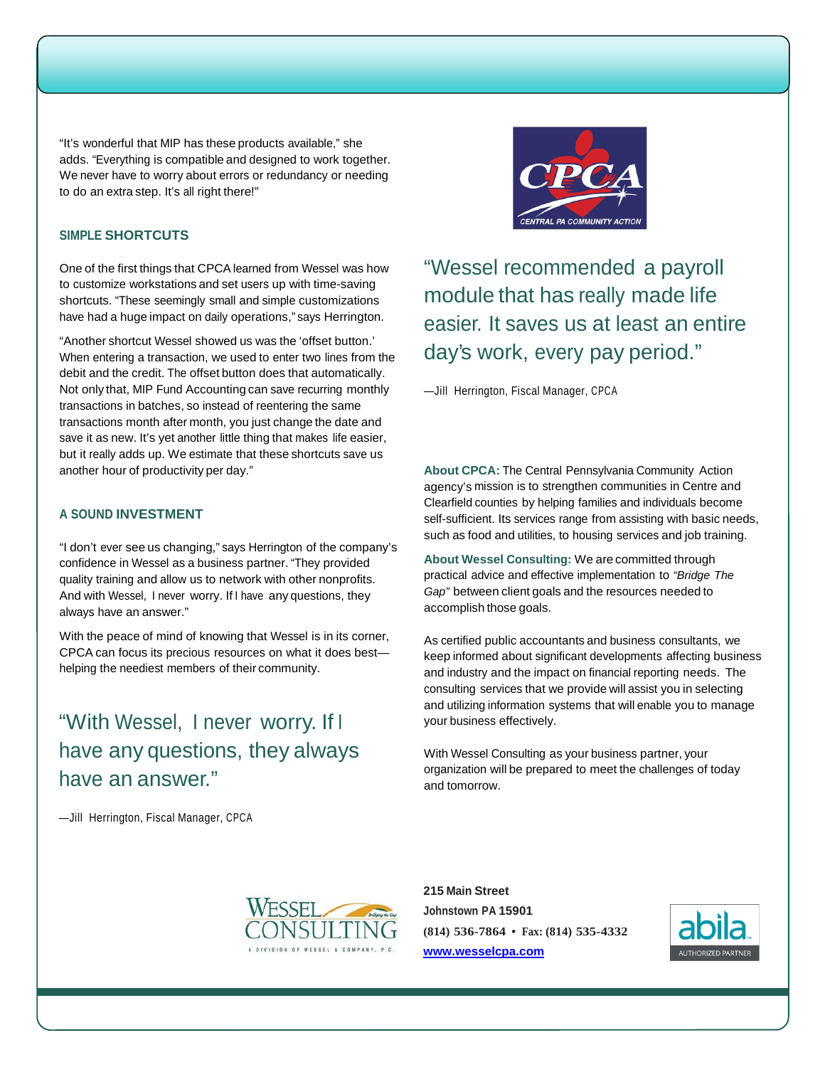"It's wonderful that MIP has these products available," she adds. "Everything is compatible and designed to work together. We never have to worry about errors or redundancy or needing to do an extra step. It's all right there!"

### SIMPLE SHORTCUTS

One of the first things that CPCA learned from Wessel was how to customize workstations and set users up with time-saving shortcuts. "These seemingly small and simple customizations have had a huge impact on daily operations," says Herrington.

"Another shortcut Wessel showed us was the 'offset button.' When entering a transaction, we used to enter two lines from the debit and the credit. The offset button does that automatically. Not only that, MIP Fund Accounting can save recurring monthly transactions in batches, so instead of reentering the same transactions month after month, you just change the date and save it as new. It's yet another little thing that makes life easier, but it really adds up. We estimate that these shortcuts save us another hour of productivity per day."

### A SOUND INVESTMENT

"I don't ever see us changing," says Herrington of the company's confidence in Wessel as a business partner. "They provided quality training and allow us to network with other nonprofits. And with Wessel, I never worry. If I have any questions, they always have an answer."

With the peace of mind of knowing that Wessel is in its corner, CPCA can focus its precious resources on what it does best—helping the neediest members of their community.

> "With Wessel, I never worry. If I have any questions, they always have an answer."
>
> —Jill Herrington, Fiscal Manager, CPCA

CPCA
CENTRAL PA COMMUNITY ACTION

> "Wessel recommended a payroll module that has really made life easier. It saves us at least an entire day's work, every pay period."
>
> —Jill Herrington, Fiscal Manager, CPCA

**About CPCA:** The Central Pennsylvania Community Action agency's mission is to strengthen communities in Centre and Clearfield counties by helping families and individuals become self-sufficient. Its services range from assisting with basic needs, such as food and utilities, to housing services and job training.

**About Wessel Consulting:** We are committed through practical advice and effective implementation to *"Bridge The Gap"* between client goals and the resources needed to accomplish those goals.

As certified public accountants and business consultants, we keep informed about significant developments affecting business and industry and the impact on financial reporting needs. The consulting services that we provide will assist you in selecting and utilizing information systems that will enable you to manage your business effectively.

With Wessel Consulting as your business partner, your organization will be prepared to meet the challenges of today and tomorrow.

WESSEL CONSULTING
Bridging the Gap
A DIVISION OF WESSEL & COMPANY, P.C.

**215 Main Street**
**Johnstown PA 15901**
**(814) 536-7864 • Fax: (814) 535-4332**
**www.wesselcpa.com**

abila
AUTHORIZED PARTNER